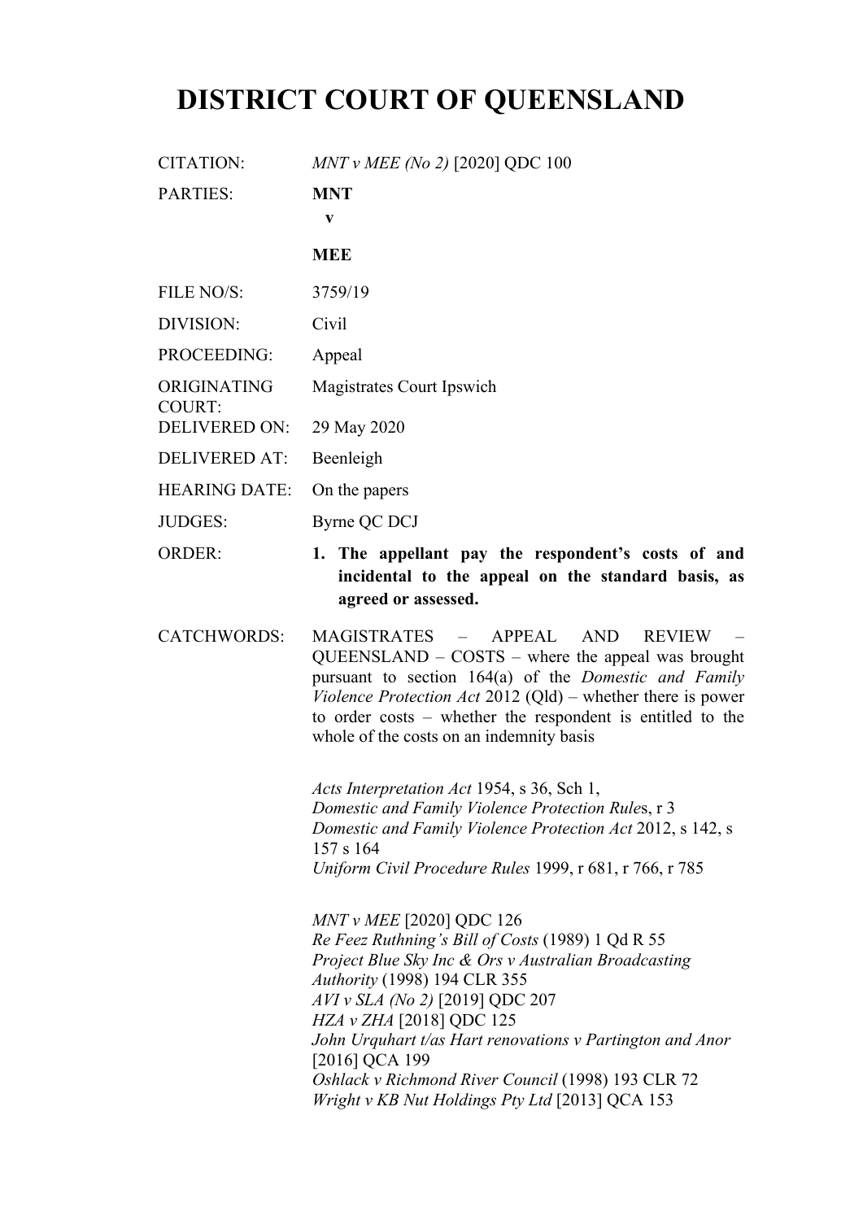# DISTRICT COURT OF QUEENSLAND

| | |
|---|---|
| CITATION: | *MNT v MEE (No 2)* [2020] QDC 100 |
| PARTIES: | **MNT**<br>**v**<br>**MEE** |
| FILE NO/S: | 3759/19 |
| DIVISION: | Civil |
| PROCEEDING: | Appeal |
| ORIGINATING COURT: | Magistrates Court Ipswich |
| DELIVERED ON: | 29 May 2020 |
| DELIVERED AT: | Beenleigh |
| HEARING DATE: | On the papers |
| JUDGES: | Byrne QC DCJ |
| ORDER: | **1. The appellant pay the respondent's costs of and incidental to the appeal on the standard basis, as agreed or assessed.** |
| CATCHWORDS: | MAGISTRATES – APPEAL AND REVIEW – QUEENSLAND – COSTS – where the appeal was brought pursuant to section 164(a) of the *Domestic and Family Violence Protection Act* 2012 (Qld) – whether there is power to order costs – whether the respondent is entitled to the whole of the costs on an indemnity basis |

*Acts Interpretation Act* 1954, s 36, Sch 1,
*Domestic and Family Violence Protection Rule*s, r 3
*Domestic and Family Violence Protection Act* 2012, s 142, s 157 s 164
*Uniform Civil Procedure Rules* 1999, r 681, r 766, r 785

*MNT v MEE* [2020] QDC 126
*Re Feez Ruthning's Bill of Costs* (1989) 1 Qd R 55
*Project Blue Sky Inc & Ors v Australian Broadcasting Authority* (1998) 194 CLR 355
*AVI v SLA (No 2)* [2019] QDC 207
*HZA v ZHA* [2018] QDC 125
*John Urquhart t/as Hart renovations v Partington and Anor* [2016] QCA 199
*Oshlack v Richmond River Council* (1998) 193 CLR 72
*Wright v KB Nut Holdings Pty Ltd* [2013] QCA 153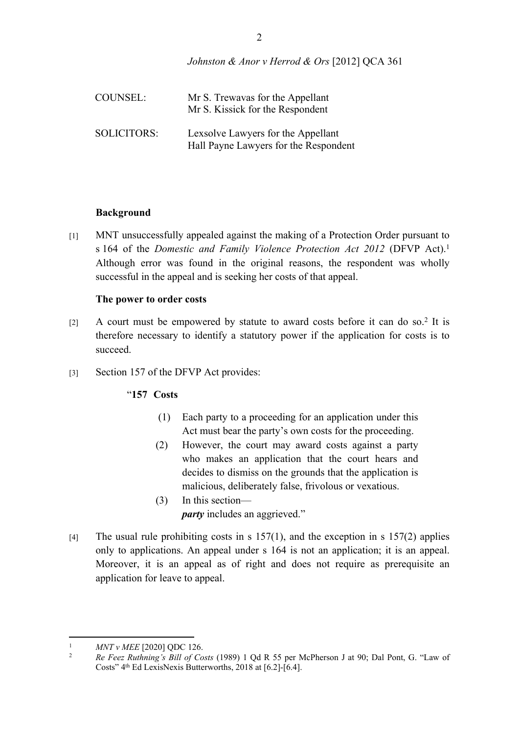| COUNSEL: | Mr S. Trewavas for the Appellant<br>Mr S. Kissick for the Respondent |
|---|---|
| SOLICITORS: | Lexsolve Lawyers for the Appellant<br>Hall Payne Lawyers for the Respondent |

**Background**

[1] MNT unsuccessfully appealed against the making of a Protection Order pursuant to s 164 of the *Domestic and Family Violence Protection Act 2012* (DFVP Act).[1] Although error was found in the original reasons, the respondent was wholly successful in the appeal and is seeking her costs of that appeal.

**The power to order costs**

[2] A court must be empowered by statute to award costs before it can do so.[2] It is therefore necessary to identify a statutory power if the application for costs is to succeed.

[3] Section 157 of the DFVP Act provides:

> "**157 Costs**
>
> (1) Each party to a proceeding for an application under this Act must bear the party's own costs for the proceeding.
>
> (2) However, the court may award costs against a party who makes an application that the court hears and decides to dismiss on the grounds that the application is malicious, deliberately false, frivolous or vexatious.
>
> (3) In this section—
> ***party*** includes an aggrieved."

[4] The usual rule prohibiting costs in s 157(1), and the exception in s 157(2) applies only to applications. An appeal under s 164 is not an application; it is an appeal. Moreover, it is an appeal as of right and does not require as prerequisite an application for leave to appeal.

---

[1] *MNT v MEE* [2020] QDC 126.

[2] *Re Feez Ruthning's Bill of Costs* (1989) 1 Qd R 55 per McPherson J at 90; Dal Pont, G. "Law of Costs" 4th Ed LexisNexis Butterworths, 2018 at [6.2]-[6.4].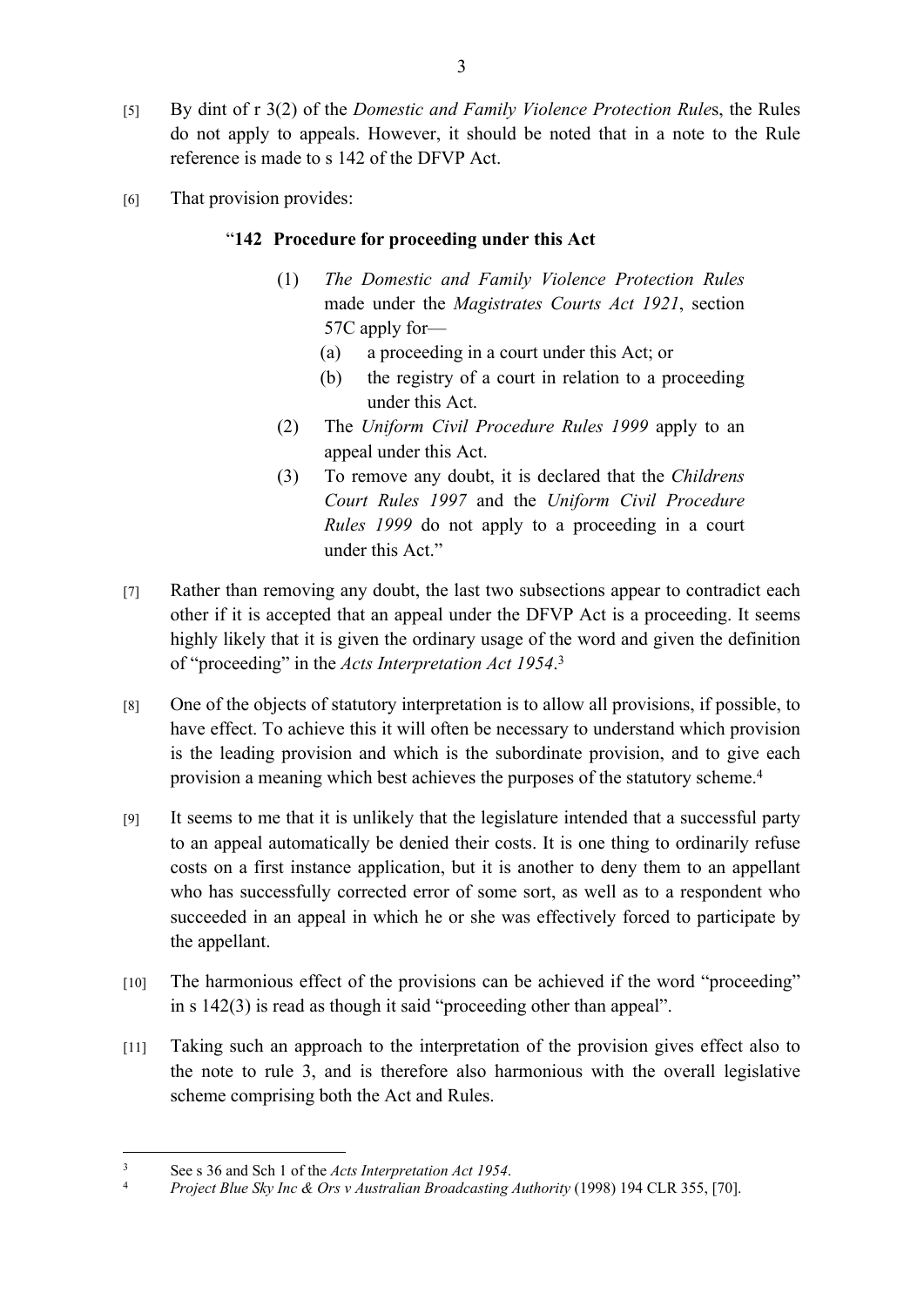[5] By dint of r 3(2) of the *Domestic and Family Violence Protection Rules*, the Rules do not apply to appeals. However, it should be noted that in a note to the Rule reference is made to s 142 of the DFVP Act.

[6] That provision provides:

> "**142 Procedure for proceeding under this Act**
>
> (1) *The Domestic and Family Violence Protection Rules* made under the *Magistrates Courts Act 1921*, section 57C apply for—
>
> (a) a proceeding in a court under this Act; or
>
> (b) the registry of a court in relation to a proceeding under this Act.
>
> (2) The *Uniform Civil Procedure Rules 1999* apply to an appeal under this Act.
>
> (3) To remove any doubt, it is declared that the *Childrens Court Rules 1997* and the *Uniform Civil Procedure Rules 1999* do not apply to a proceeding in a court under this Act."

[7] Rather than removing any doubt, the last two subsections appear to contradict each other if it is accepted that an appeal under the DFVP Act is a proceeding. It seems highly likely that it is given the ordinary usage of the word and given the definition of "proceeding" in the *Acts Interpretation Act 1954*.[3]

[8] One of the objects of statutory interpretation is to allow all provisions, if possible, to have effect. To achieve this it will often be necessary to understand which provision is the leading provision and which is the subordinate provision, and to give each provision a meaning which best achieves the purposes of the statutory scheme.[4]

[9] It seems to me that it is unlikely that the legislature intended that a successful party to an appeal automatically be denied their costs. It is one thing to ordinarily refuse costs on a first instance application, but it is another to deny them to an appellant who has successfully corrected error of some sort, as well as to a respondent who succeeded in an appeal in which he or she was effectively forced to participate by the appellant.

[10] The harmonious effect of the provisions can be achieved if the word "proceeding" in s 142(3) is read as though it said "proceeding other than appeal".

[11] Taking such an approach to the interpretation of the provision gives effect also to the note to rule 3, and is therefore also harmonious with the overall legislative scheme comprising both the Act and Rules.

---

[3] See s 36 and Sch 1 of the *Acts Interpretation Act 1954*.

[4] *Project Blue Sky Inc & Ors v Australian Broadcasting Authority* (1998) 194 CLR 355, [70].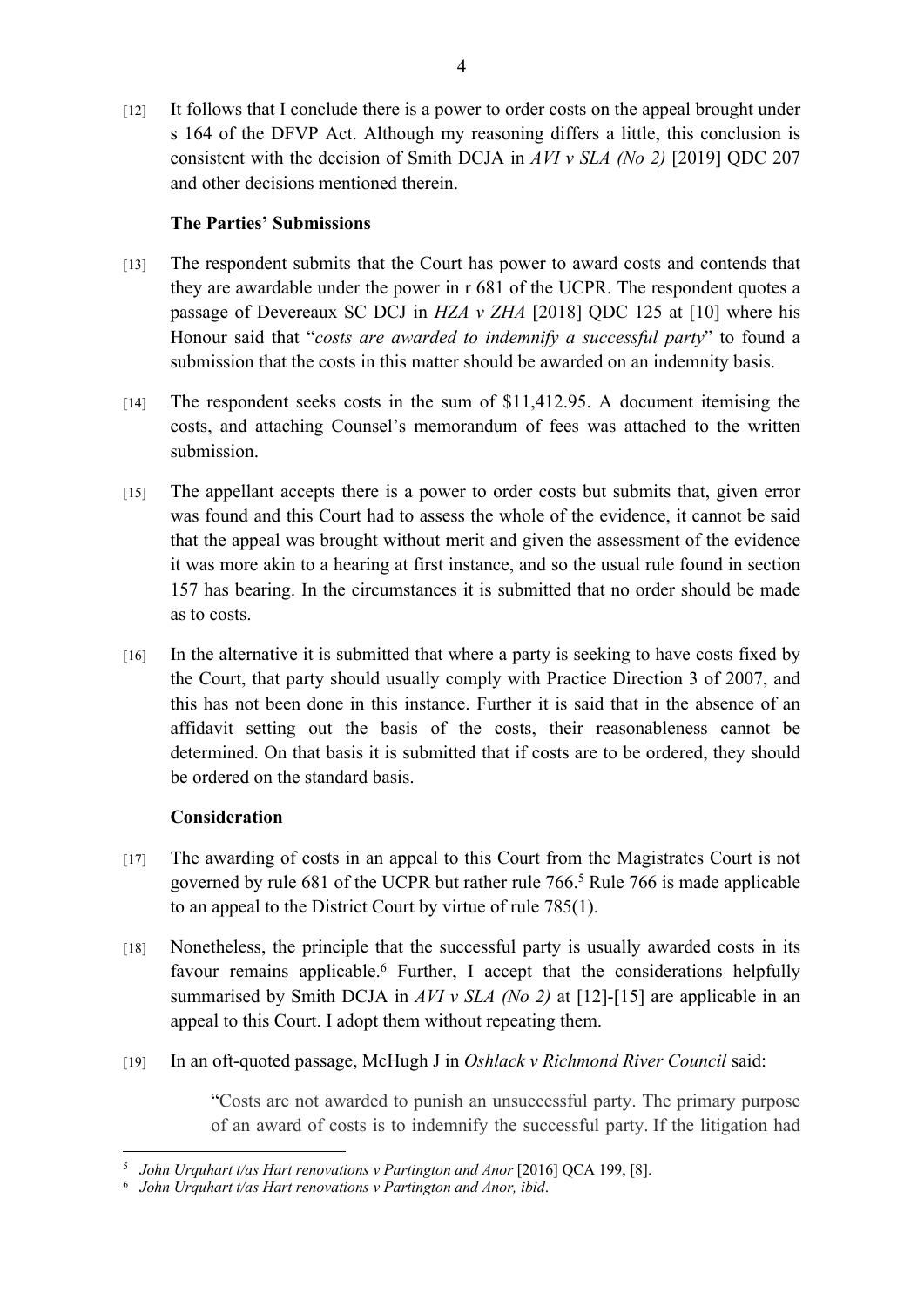[12] It follows that I conclude there is a power to order costs on the appeal brought under s 164 of the DFVP Act. Although my reasoning differs a little, this conclusion is consistent with the decision of Smith DCJA in *AVI v SLA (No 2)* [2019] QDC 207 and other decisions mentioned therein.

### The Parties' Submissions

[13] The respondent submits that the Court has power to award costs and contends that they are awardable under the power in r 681 of the UCPR. The respondent quotes a passage of Devereaux SC DCJ in *HZA v ZHA* [2018] QDC 125 at [10] where his Honour said that "*costs are awarded to indemnify a successful party*" to found a submission that the costs in this matter should be awarded on an indemnity basis.

[14] The respondent seeks costs in the sum of $11,412.95. A document itemising the costs, and attaching Counsel's memorandum of fees was attached to the written submission.

[15] The appellant accepts there is a power to order costs but submits that, given error was found and this Court had to assess the whole of the evidence, it cannot be said that the appeal was brought without merit and given the assessment of the evidence it was more akin to a hearing at first instance, and so the usual rule found in section 157 has bearing. In the circumstances it is submitted that no order should be made as to costs.

[16] In the alternative it is submitted that where a party is seeking to have costs fixed by the Court, that party should usually comply with Practice Direction 3 of 2007, and this has not been done in this instance. Further it is said that in the absence of an affidavit setting out the basis of the costs, their reasonableness cannot be determined. On that basis it is submitted that if costs are to be ordered, they should be ordered on the standard basis.

### Consideration

[17] The awarding of costs in an appeal to this Court from the Magistrates Court is not governed by rule 681 of the UCPR but rather rule 766.[5] Rule 766 is made applicable to an appeal to the District Court by virtue of rule 785(1).

[18] Nonetheless, the principle that the successful party is usually awarded costs in its favour remains applicable.[6] Further, I accept that the considerations helpfully summarised by Smith DCJA in *AVI v SLA (No 2)* at [12]-[15] are applicable in an appeal to this Court. I adopt them without repeating them.

[19] In an oft-quoted passage, McHugh J in *Oshlack v Richmond River Council* said:

> "Costs are not awarded to punish an unsuccessful party. The primary purpose of an award of costs is to indemnify the successful party. If the litigation had

---

[5] *John Urquhart t/as Hart renovations v Partington and Anor* [2016] QCA 199, [8].

[6] *John Urquhart t/as Hart renovations v Partington and Anor, ibid*.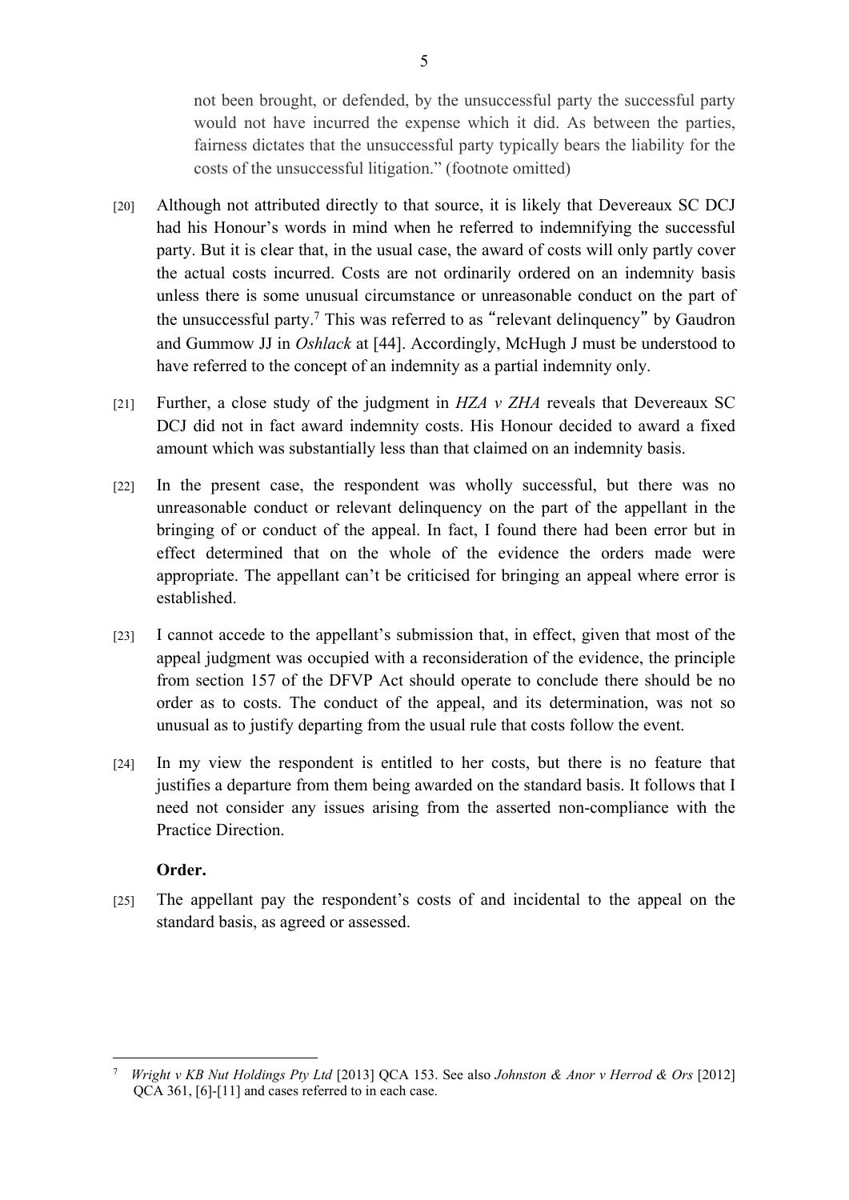not been brought, or defended, by the unsuccessful party the successful party would not have incurred the expense which it did. As between the parties, fairness dictates that the unsuccessful party typically bears the liability for the costs of the unsuccessful litigation." (footnote omitted)

[20] Although not attributed directly to that source, it is likely that Devereaux SC DCJ had his Honour's words in mind when he referred to indemnifying the successful party. But it is clear that, in the usual case, the award of costs will only partly cover the actual costs incurred. Costs are not ordinarily ordered on an indemnity basis unless there is some unusual circumstance or unreasonable conduct on the part of the unsuccessful party.[7] This was referred to as "relevant delinquency" by Gaudron and Gummow JJ in *Oshlack* at [44]. Accordingly, McHugh J must be understood to have referred to the concept of an indemnity as a partial indemnity only.

[21] Further, a close study of the judgment in *HZA v ZHA* reveals that Devereaux SC DCJ did not in fact award indemnity costs. His Honour decided to award a fixed amount which was substantially less than that claimed on an indemnity basis.

[22] In the present case, the respondent was wholly successful, but there was no unreasonable conduct or relevant delinquency on the part of the appellant in the bringing of or conduct of the appeal. In fact, I found there had been error but in effect determined that on the whole of the evidence the orders made were appropriate. The appellant can't be criticised for bringing an appeal where error is established.

[23] I cannot accede to the appellant's submission that, in effect, given that most of the appeal judgment was occupied with a reconsideration of the evidence, the principle from section 157 of the DFVP Act should operate to conclude there should be no order as to costs. The conduct of the appeal, and its determination, was not so unusual as to justify departing from the usual rule that costs follow the event.

[24] In my view the respondent is entitled to her costs, but there is no feature that justifies a departure from them being awarded on the standard basis. It follows that I need not consider any issues arising from the asserted non-compliance with the Practice Direction.

**Order.**

[25] The appellant pay the respondent's costs of and incidental to the appeal on the standard basis, as agreed or assessed.

---

[7] *Wright v KB Nut Holdings Pty Ltd* [2013] QCA 153. See also *Johnston & Anor v Herrod & Ors* [2012] QCA 361, [6]-[11] and cases referred to in each case.